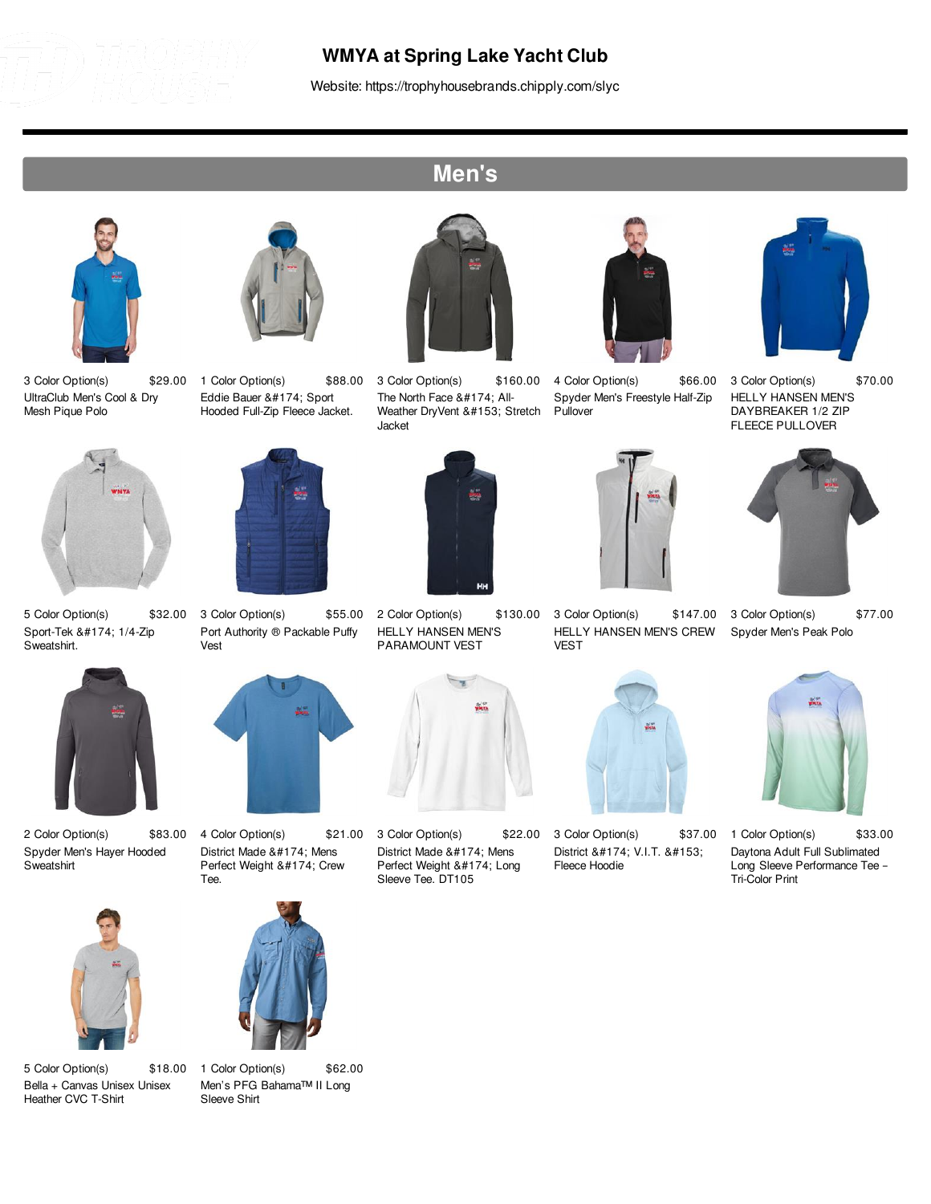# WMYA at Spring Lake Yacht Club

Website: https://trophyhousebrands.chipply.com/slyc

## Men's

3 Color Option(s) $29.00
UltraClub Men's Cool & Dry Mesh Pique Polo

1 Color Option(s) $88.00
Eddie Bauer &#174; Sport Hooded Full-Zip Fleece Jacket.

3 Color Option(s) $160.00
The North Face &#174; All-Weather DryVent &#153; Stretch Jacket

4 Color Option(s) $66.00
Spyder Men's Freestyle Half-Zip Pullover

3 Color Option(s) $70.00
HELLY HANSEN MEN'S DAYBREAKER 1/2 ZIP FLEECE PULLOVER

5 Color Option(s) $32.00
Sport-Tek &#174; 1/4-Zip Sweatshirt.

3 Color Option(s) $55.00
Port Authority ® Packable Puffy Vest

2 Color Option(s) $130.00
HELLY HANSEN MEN'S PARAMOUNT VEST

3 Color Option(s) $147.00
HELLY HANSEN MEN'S CREW VEST

3 Color Option(s) $77.00
Spyder Men's Peak Polo

2 Color Option(s) $83.00
Spyder Men's Hayer Hooded Sweatshirt

4 Color Option(s) $21.00
District Made &#174; Mens Perfect Weight &#174; Crew Tee.

3 Color Option(s) $22.00
District Made &#174; Mens Perfect Weight &#174; Long Sleeve Tee. DT105

3 Color Option(s) $37.00
District &#174; V.I.T. &#153; Fleece Hoodie

1 Color Option(s) $33.00
Daytona Adult Full Sublimated Long Sleeve Performance Tee - Tri-Color Print

5 Color Option(s) $18.00
Bella + Canvas Unisex Unisex Heather CVC T-Shirt

1 Color Option(s) $62.00
Men's PFG Bahama™ II Long Sleeve Shirt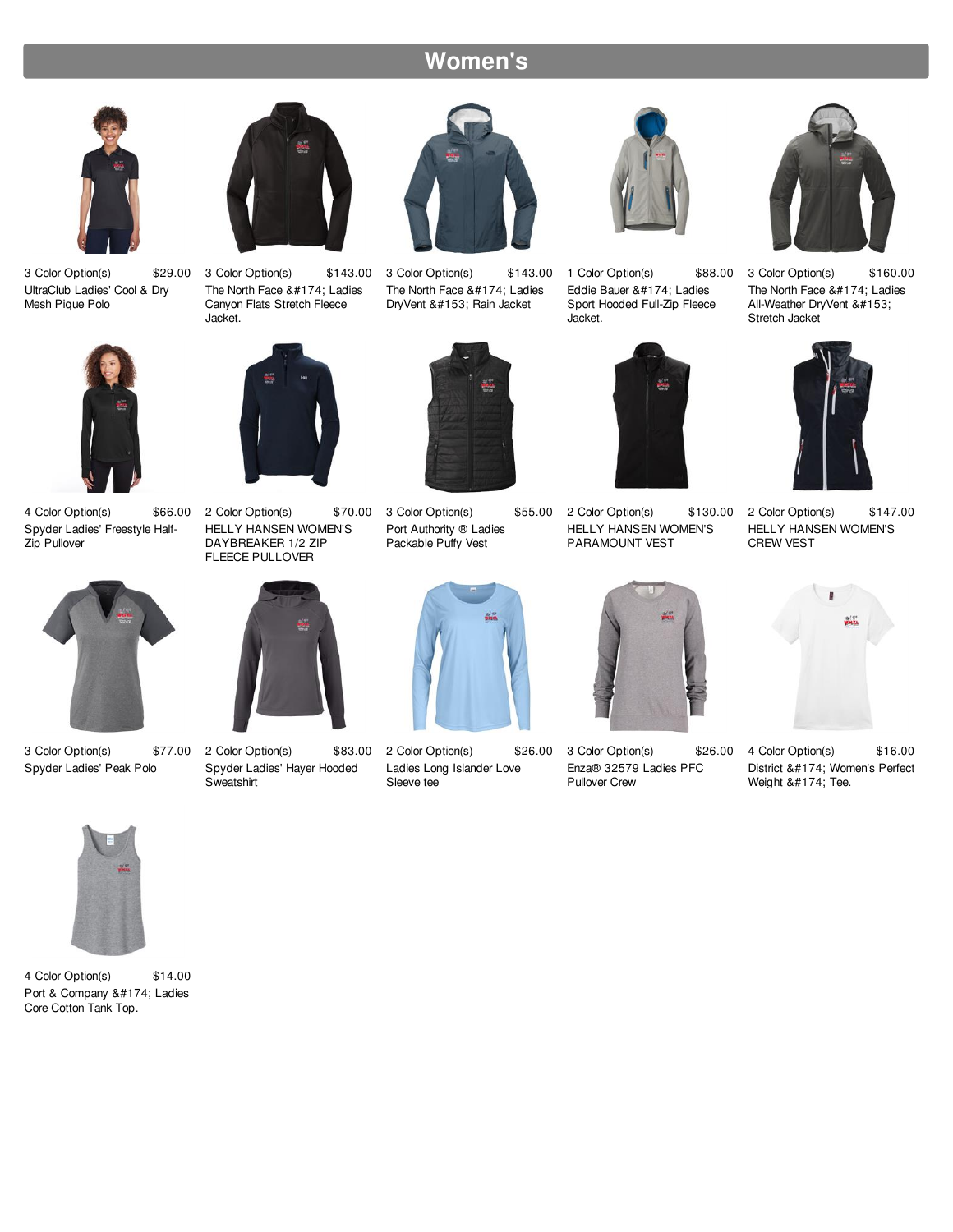# Women's

3 Color Option(s) $29.00
UltraClub Ladies' Cool & Dry Mesh Pique Polo

3 Color Option(s) $143.00
The North Face &#174; Ladies Canyon Flats Stretch Fleece Jacket.

3 Color Option(s) $143.00
The North Face &#174; Ladies DryVent &#153; Rain Jacket

1 Color Option(s) $88.00
Eddie Bauer &#174; Ladies Sport Hooded Full-Zip Fleece Jacket.

3 Color Option(s) $160.00
The North Face &#174; Ladies All-Weather DryVent &#153; Stretch Jacket

4 Color Option(s) $66.00
Spyder Ladies' Freestyle Half-Zip Pullover

2 Color Option(s) $70.00
HELLY HANSEN WOMEN'S DAYBREAKER 1/2 ZIP FLEECE PULLOVER

3 Color Option(s) $55.00
Port Authority ® Ladies Packable Puffy Vest

2 Color Option(s) $130.00
HELLY HANSEN WOMEN'S PARAMOUNT VEST

2 Color Option(s) $147.00
HELLY HANSEN WOMEN'S CREW VEST

3 Color Option(s) $77.00
Spyder Ladies' Peak Polo

2 Color Option(s) $83.00
Spyder Ladies' Hayer Hooded Sweatshirt

2 Color Option(s) $26.00
Ladies Long Islander Love Sleeve tee

3 Color Option(s) $26.00
Enza® 32579 Ladies PFC Pullover Crew

4 Color Option(s) $16.00
District &#174; Women's Perfect Weight &#174; Tee.

4 Color Option(s) $14.00
Port & Company &#174; Ladies Core Cotton Tank Top.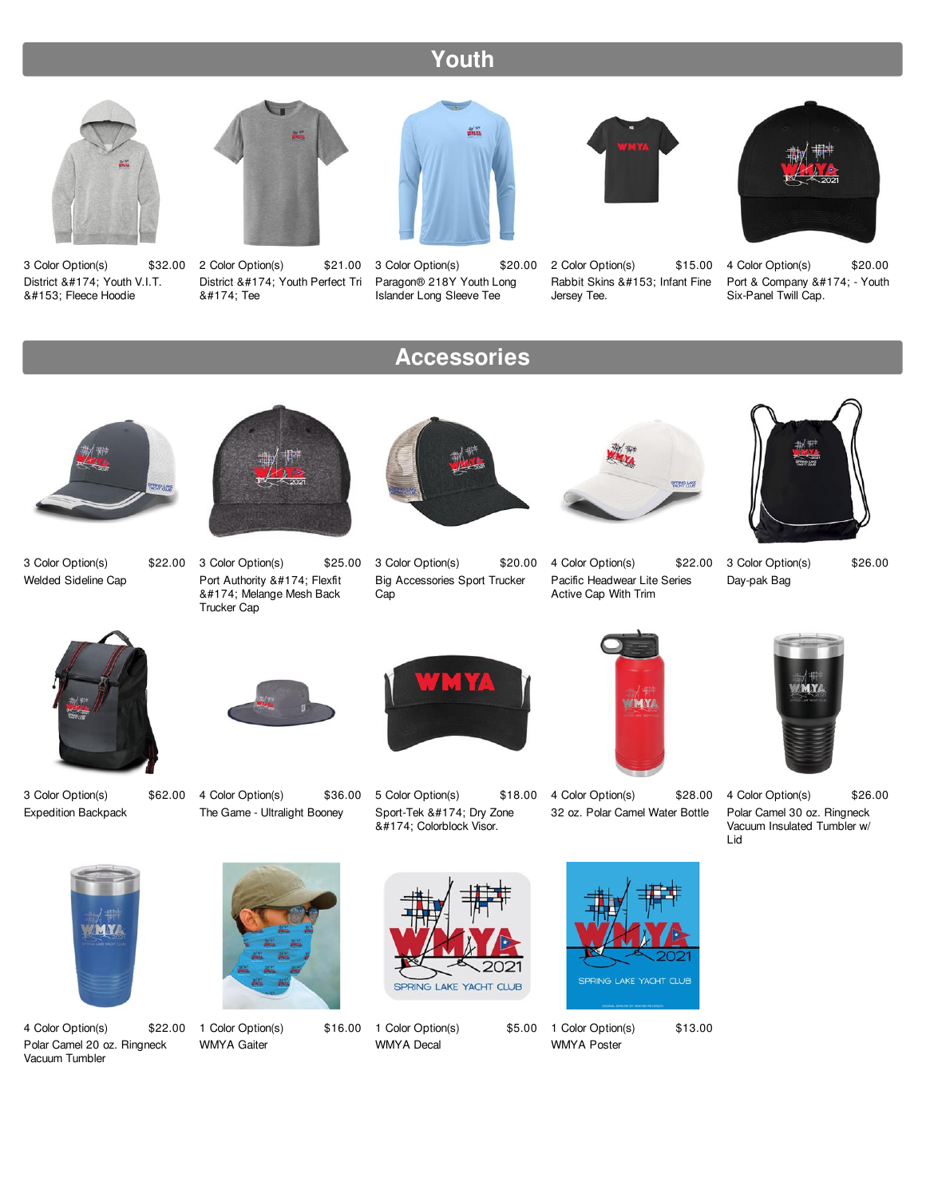## Youth

3 Color Option(s) $32.00
District &#174; Youth V.I.T. &#153; Fleece Hoodie

2 Color Option(s) $21.00
District &#174; Youth Perfect Tri &#174; Tee

3 Color Option(s) $20.00
Paragon® 218Y Youth Long Islander Long Sleeve Tee

2 Color Option(s) $15.00
Rabbit Skins &#153; Infant Fine Jersey Tee.

4 Color Option(s) $20.00
Port & Company &#174; - Youth Six-Panel Twill Cap.

## Accessories

3 Color Option(s) $22.00
Welded Sideline Cap

3 Color Option(s) $25.00
Port Authority &#174; Flexfit &#174; Melange Mesh Back Trucker Cap

3 Color Option(s) $20.00
Big Accessories Sport Trucker Cap

4 Color Option(s) $22.00
Pacific Headwear Lite Series Active Cap With Trim

3 Color Option(s) $26.00
Day-pak Bag

3 Color Option(s) $62.00
Expedition Backpack

4 Color Option(s) $36.00
The Game - Ultralight Booney

5 Color Option(s) $18.00
Sport-Tek &#174; Dry Zone &#174; Colorblock Visor.

4 Color Option(s) $28.00
32 oz. Polar Camel Water Bottle

4 Color Option(s) $26.00
Polar Camel 30 oz. Ringneck Vacuum Insulated Tumbler w/ Lid

4 Color Option(s) $22.00
Polar Camel 20 oz. Ringneck Vacuum Tumbler

1 Color Option(s) $16.00
WMYA Gaiter

1 Color Option(s) $5.00
WMYA Decal

1 Color Option(s) $13.00
WMYA Poster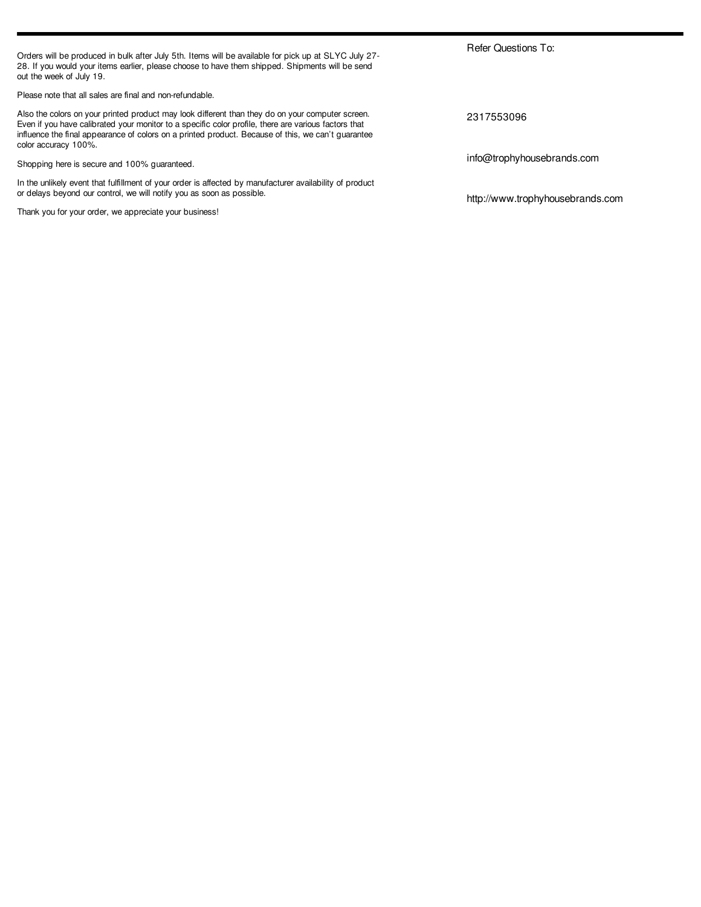Orders will be produced in bulk after July 5th. Items will be available for pick up at SLYC July 27-28. If you would your items earlier, please choose to have them shipped. Shipments will be send out the week of July 19.

Please note that all sales are final and non-refundable.

Also the colors on your printed product may look different than they do on your computer screen. Even if you have calibrated your monitor to a specific color profile, there are various factors that influence the final appearance of colors on a printed product. Because of this, we can't guarantee color accuracy 100%.

Shopping here is secure and 100% guaranteed.

In the unlikely event that fulfillment of your order is affected by manufacturer availability of product or delays beyond our control, we will notify you as soon as possible.

Thank you for your order, we appreciate your business!

Refer Questions To:

2317553096

info@trophyhousebrands.com

http://www.trophyhousebrands.com